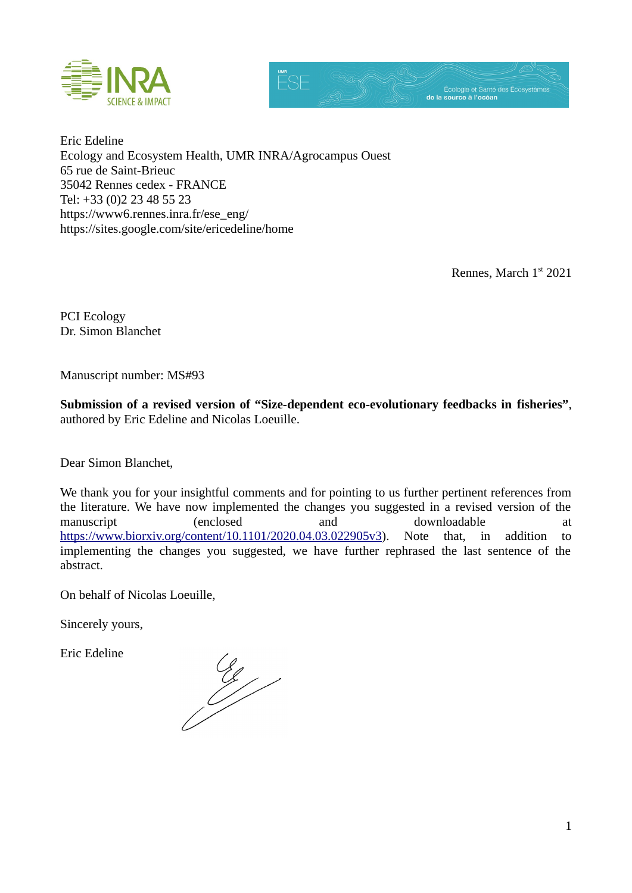Eric Edeline
Ecology and Ecosystem Health, UMR INRA/Agrocampus Ouest
65 rue de Saint-Brieuc
35042 Rennes cedex - FRANCE
Tel: +33 (0)2 23 48 55 23
https://www6.rennes.inra.fr/ese_eng/
https://sites.google.com/site/ericedeline/home

Rennes, March 1st 2021

PCI Ecology
Dr. Simon Blanchet

Manuscript number: MS#93

**Submission of a revised version of "Size-dependent eco-evolutionary feedbacks in fisheries"**, authored by Eric Edeline and Nicolas Loeuille.

Dear Simon Blanchet,

We thank you for your insightful comments and for pointing to us further pertinent references from the literature. We have now implemented the changes you suggested in a revised version of the manuscript (enclosed and downloadable at https://www.biorxiv.org/content/10.1101/2020.04.03.022905v3). Note that, in addition to implementing the changes you suggested, we have further rephrased the last sentence of the abstract.

On behalf of Nicolas Loeuille,

Sincerely yours,

Eric Edeline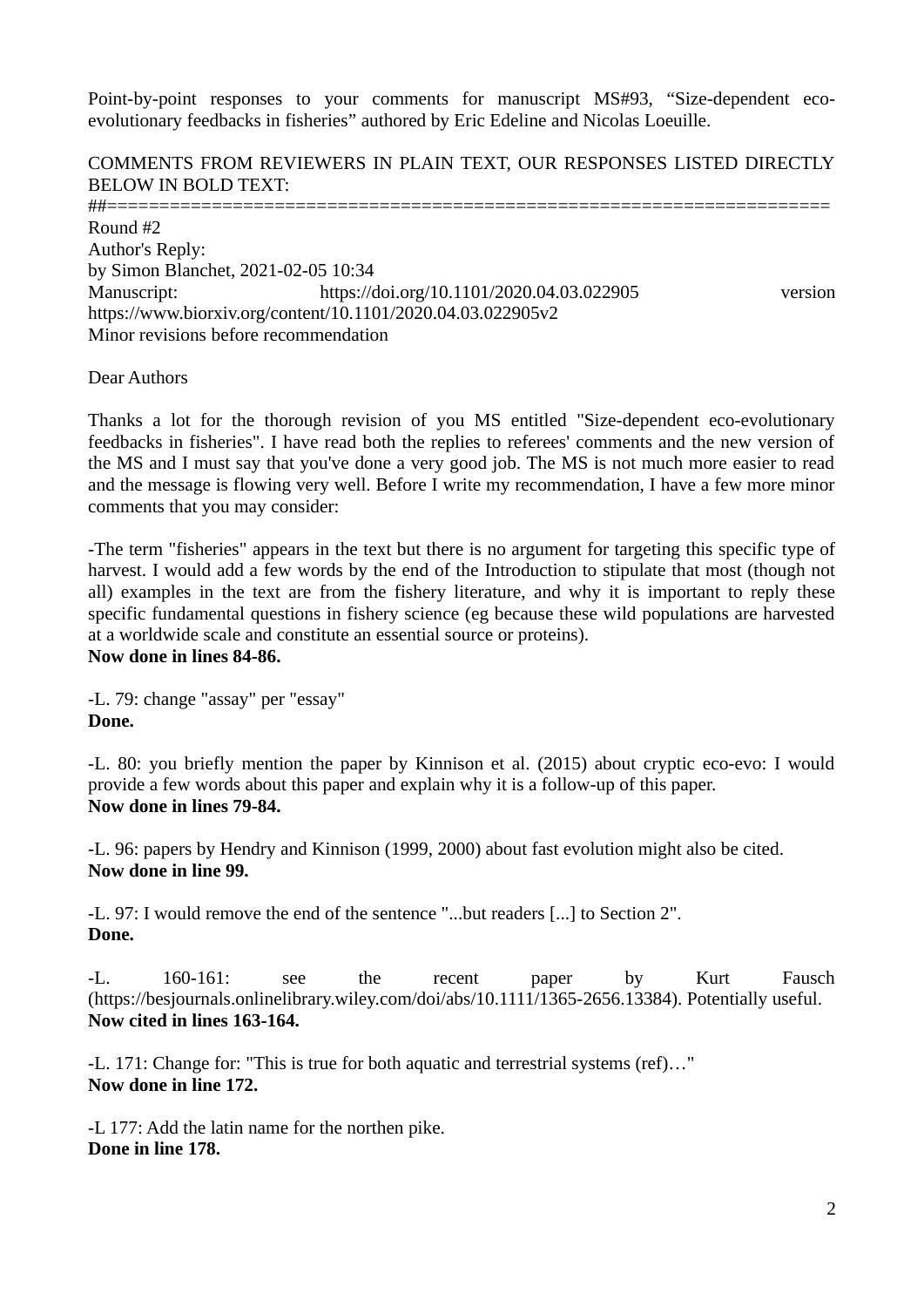Point-by-point responses to your comments for manuscript MS#93, “Size-dependent eco-evolutionary feedbacks in fisheries” authored by Eric Edeline and Nicolas Loeuille.

COMMENTS FROM REVIEWERS IN PLAIN TEXT, OUR RESPONSES LISTED DIRECTLY BELOW IN BOLD TEXT:

##=====================================================================

Round #2

Author's Reply:

by Simon Blanchet, 2021-02-05 10:34

Manuscript: https://doi.org/10.1101/2020.04.03.022905 version https://www.biorxiv.org/content/10.1101/2020.04.03.022905v2

Minor revisions before recommendation

Dear Authors

Thanks a lot for the thorough revision of you MS entitled "Size-dependent eco-evolutionary feedbacks in fisheries". I have read both the replies to referees' comments and the new version of the MS and I must say that you've done a very good job. The MS is not much more easier to read and the message is flowing very well. Before I write my recommendation, I have a few more minor comments that you may consider:

-The term "fisheries" appears in the text but there is no argument for targeting this specific type of harvest. I would add a few words by the end of the Introduction to stipulate that most (though not all) examples in the text are from the fishery literature, and why it is important to reply these specific fundamental questions in fishery science (eg because these wild populations are harvested at a worldwide scale and constitute an essential source or proteins).

**Now done in lines 84-86.**

-L. 79: change "assay" per "essay"

**Done.**

-L. 80: you briefly mention the paper by Kinnison et al. (2015) about cryptic eco-evo: I would provide a few words about this paper and explain why it is a follow-up of this paper.

**Now done in lines 79-84.**

-L. 96: papers by Hendry and Kinnison (1999, 2000) about fast evolution might also be cited.

**Now done in line 99.**

-L. 97: I would remove the end of the sentence "...but readers [...] to Section 2".

**Done.**

-L. 160-161: see the recent paper by Kurt Fausch (https://besjournals.onlinelibrary.wiley.com/doi/abs/10.1111/1365-2656.13384). Potentially useful.

**Now cited in lines 163-164.**

-L. 171: Change for: "This is true for both aquatic and terrestrial systems (ref)…"

**Now done in line 172.**

-L 177: Add the latin name for the northen pike.

**Done in line 178.**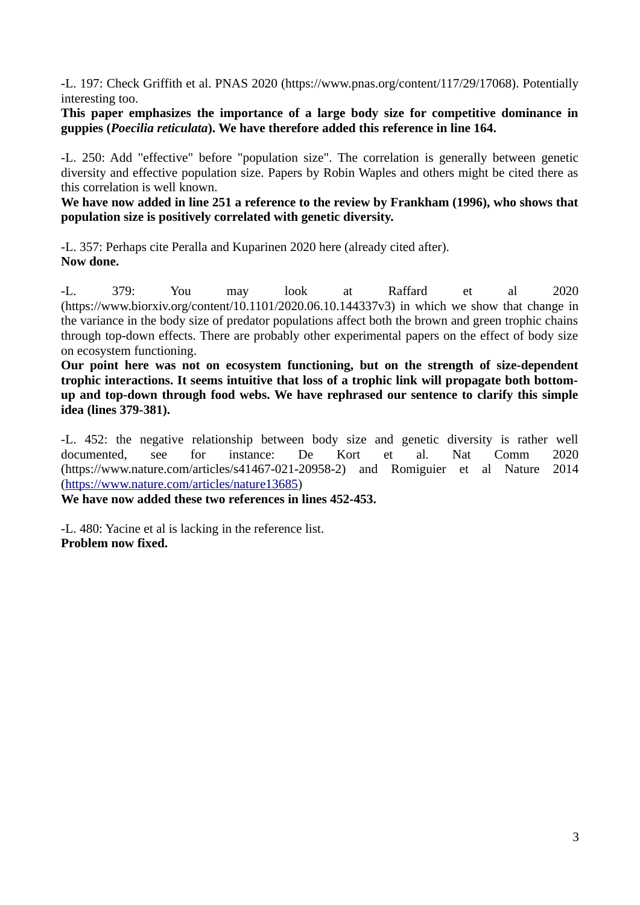-L. 197: Check Griffith et al. PNAS 2020 (https://www.pnas.org/content/117/29/17068). Potentially interesting too.

**This paper emphasizes the importance of a large body size for competitive dominance in guppies (*Poecilia reticulata*). We have therefore added this reference in line 164.**

-L. 250: Add "effective" before "population size". The correlation is generally between genetic diversity and effective population size. Papers by Robin Waples and others might be cited there as this correlation is well known.

**We have now added in line 251 a reference to the review by Frankham (1996), who shows that population size is positively correlated with genetic diversity.**

-L. 357: Perhaps cite Peralla and Kuparinen 2020 here (already cited after).

**Now done.**

-L. 379: You may look at Raffard et al 2020 (https://www.biorxiv.org/content/10.1101/2020.06.10.144337v3) in which we show that change in the variance in the body size of predator populations affect both the brown and green trophic chains through top-down effects. There are probably other experimental papers on the effect of body size on ecosystem functioning.

**Our point here was not on ecosystem functioning, but on the strength of size-dependent trophic interactions. It seems intuitive that loss of a trophic link will propagate both bottom-up and top-down through food webs. We have rephrased our sentence to clarify this simple idea (lines 379-381).**

-L. 452: the negative relationship between body size and genetic diversity is rather well documented, see for instance: De Kort et al. Nat Comm 2020 (https://www.nature.com/articles/s41467-021-20958-2) and Romiguier et al Nature 2014 (https://www.nature.com/articles/nature13685)

**We have now added these two references in lines 452-453.**

-L. 480: Yacine et al is lacking in the reference list.

**Problem now fixed.**